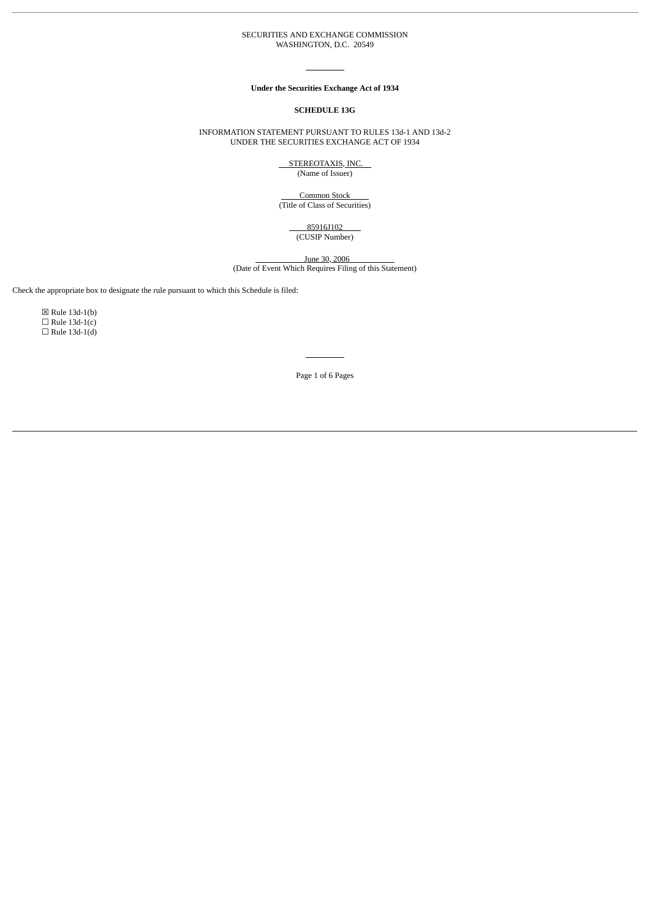SECURITIES AND EXCHANGE COMMISSION
WASHINGTON, D.C. 20549

---

**Under the Securities Exchange Act of 1934**

**SCHEDULE 13G**

INFORMATION STATEMENT PURSUANT TO RULES 13d-1 AND 13d-2
UNDER THE SECURITIES EXCHANGE ACT OF 1934

STEREOTAXIS, INC.
(Name of Issuer)

Common Stock
(Title of Class of Securities)

85916J102
(CUSIP Number)

June 30, 2006
(Date of Event Which Requires Filing of this Statement)

Check the appropriate box to designate the rule pursuant to which this Schedule is filed:

☒ Rule 13d-1(b)
☐ Rule 13d-1(c)
☐ Rule 13d-1(d)

---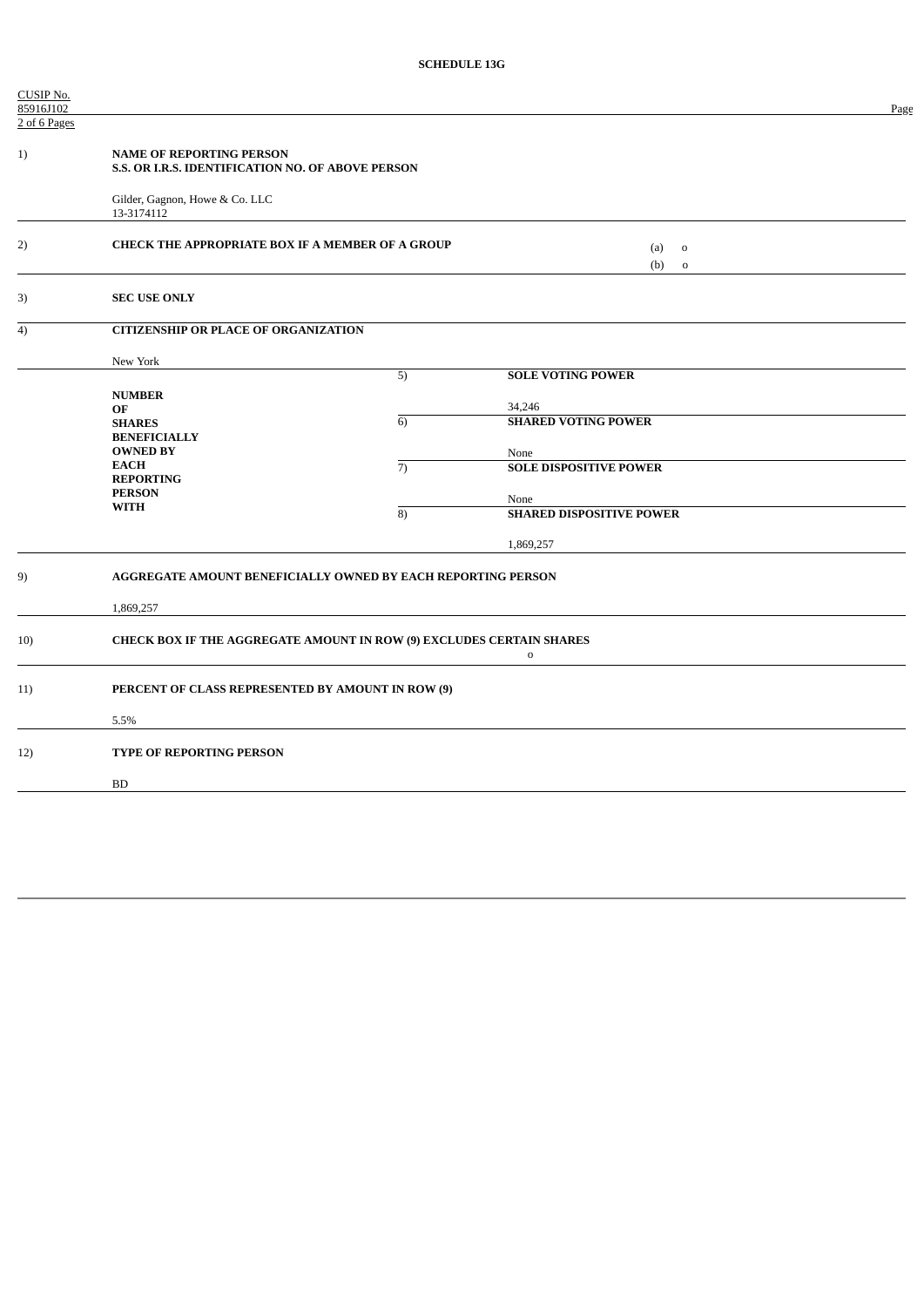**SCHEDULE 13G**

CUSIP No. 85916J102

| | | | |
|---|---|---|---|
| 1) | **NAME OF REPORTING PERSON**<br>**S.S. OR I.R.S. IDENTIFICATION NO. OF ABOVE PERSON**<br><br>Gilder, Gagnon, Howe & Co. LLC<br>13-3174112 | | |
| 2) | **CHECK THE APPROPRIATE BOX IF A MEMBER OF A GROUP** | | (a) o<br>(b) o |
| 3) | **SEC USE ONLY** | | |
| 4) | **CITIZENSHIP OR PLACE OF ORGANIZATION**<br><br>New York | | |
| | **NUMBER OF SHARES BENEFICIALLY OWNED BY EACH REPORTING PERSON WITH** | 5) | **SOLE VOTING POWER**<br><br>34,246 |
| | | 6) | **SHARED VOTING POWER**<br><br>None |
| | | 7) | **SOLE DISPOSITIVE POWER**<br><br>None |
| | | 8) | **SHARED DISPOSITIVE POWER**<br><br>1,869,257 |
| 9) | **AGGREGATE AMOUNT BENEFICIALLY OWNED BY EACH REPORTING PERSON**<br><br>1,869,257 | | |
| 10) | **CHECK BOX IF THE AGGREGATE AMOUNT IN ROW (9) EXCLUDES CERTAIN SHARES** | | o |
| 11) | **PERCENT OF CLASS REPRESENTED BY AMOUNT IN ROW (9)**<br><br>5.5% | | |
| 12) | **TYPE OF REPORTING PERSON**<br><br>BD | | |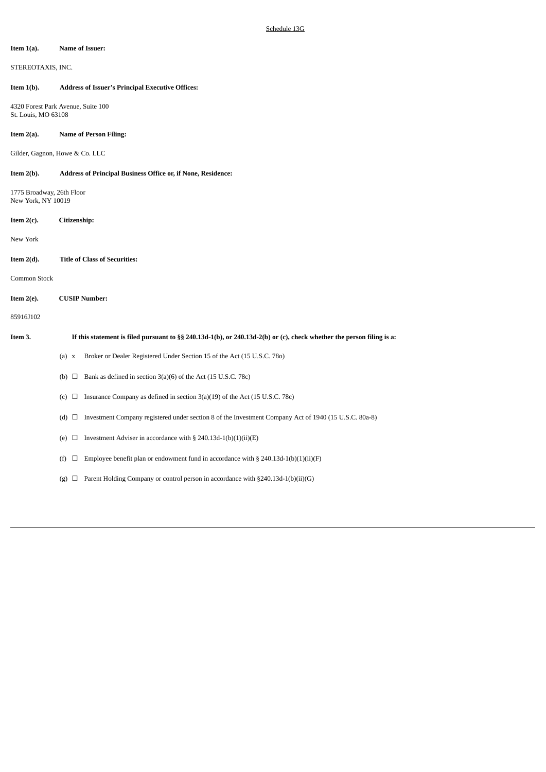Schedule 13G

**Item 1(a).** **Name of Issuer:**

STEREOTAXIS, INC.

**Item 1(b).** **Address of Issuer's Principal Executive Offices:**

4320 Forest Park Avenue, Suite 100
St. Louis, MO 63108

**Item 2(a).** **Name of Person Filing:**

Gilder, Gagnon, Howe & Co. LLC

**Item 2(b).** **Address of Principal Business Office or, if None, Residence:**

1775 Broadway, 26th Floor
New York, NY 10019

**Item 2(c).** **Citizenship:**

New York

**Item 2(d).** **Title of Class of Securities:**

Common Stock

**Item 2(e).** **CUSIP Number:**

85916J102

**Item 3.** **If this statement is filed pursuant to §§ 240.13d-1(b), or 240.13d-2(b) or (c), check whether the person filing is a:**

(a) x Broker or Dealer Registered Under Section 15 of the Act (15 U.S.C. 78o)

(b) ☐ Bank as defined in section 3(a)(6) of the Act (15 U.S.C. 78c)

(c) ☐ Insurance Company as defined in section 3(a)(19) of the Act (15 U.S.C. 78c)

(d) ☐ Investment Company registered under section 8 of the Investment Company Act of 1940 (15 U.S.C. 80a-8)

(e) ☐ Investment Adviser in accordance with § 240.13d-1(b)(1)(ii)(E)

(f) ☐ Employee benefit plan or endowment fund in accordance with § 240.13d-1(b)(1)(ii)(F)

(g) ☐ Parent Holding Company or control person in accordance with §240.13d-1(b)(ii)(G)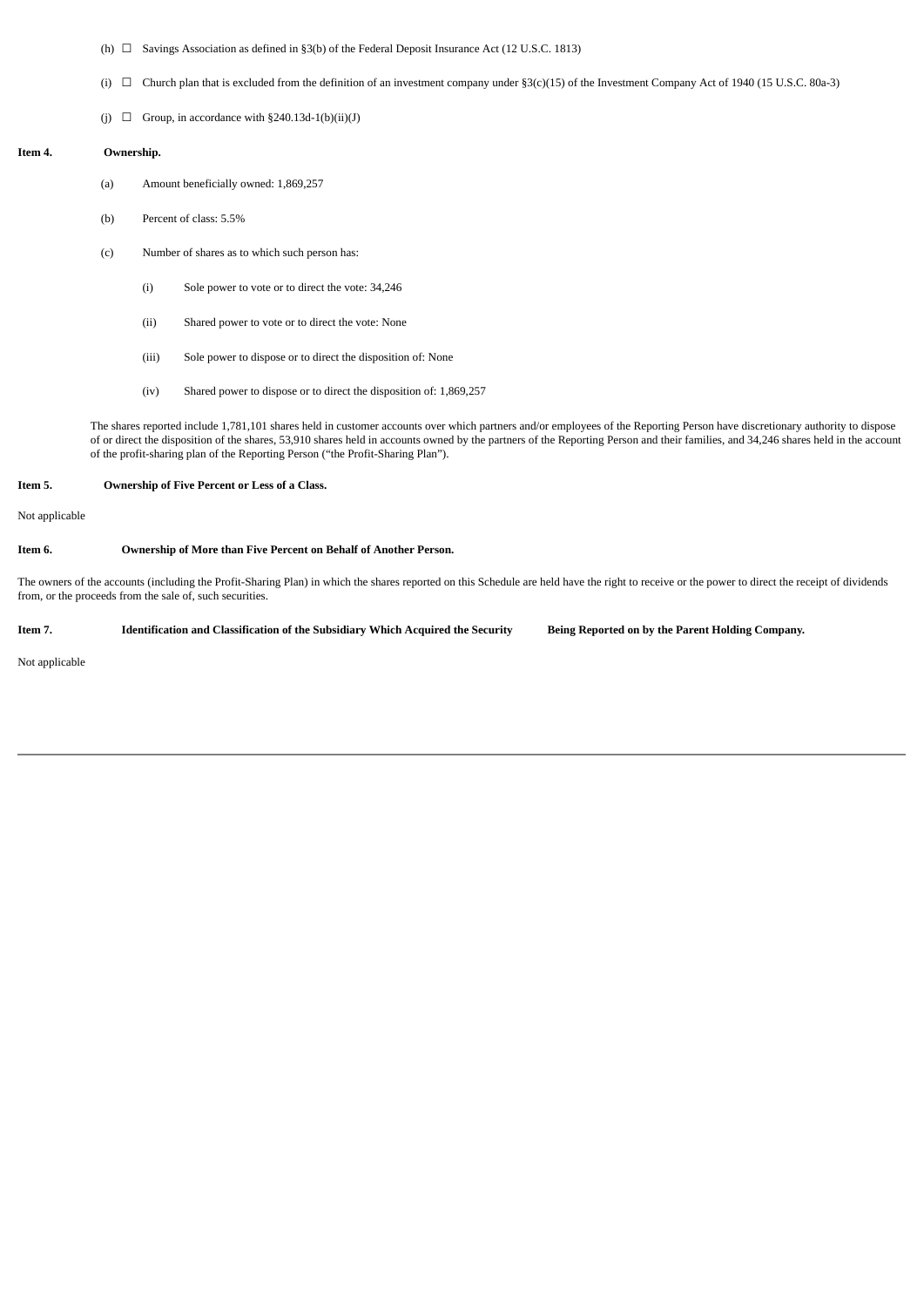(h) ☐ Savings Association as defined in §3(b) of the Federal Deposit Insurance Act (12 U.S.C. 1813)

(i) ☐ Church plan that is excluded from the definition of an investment company under §3(c)(15) of the Investment Company Act of 1940 (15 U.S.C. 80a-3)

(j) ☐ Group, in accordance with §240.13d-1(b)(ii)(J)

**Item 4. Ownership.**

(a) Amount beneficially owned: 1,869,257

(b) Percent of class: 5.5%

(c) Number of shares as to which such person has:

(i) Sole power to vote or to direct the vote: 34,246

(ii) Shared power to vote or to direct the vote: None

(iii) Sole power to dispose or to direct the disposition of: None

(iv) Shared power to dispose or to direct the disposition of: 1,869,257

The shares reported include 1,781,101 shares held in customer accounts over which partners and/or employees of the Reporting Person have discretionary authority to dispose of or direct the disposition of the shares, 53,910 shares held in accounts owned by the partners of the Reporting Person and their families, and 34,246 shares held in the account of the profit-sharing plan of the Reporting Person ("the Profit-Sharing Plan").

**Item 5. Ownership of Five Percent or Less of a Class.**

Not applicable

**Item 6. Ownership of More than Five Percent on Behalf of Another Person.**

The owners of the accounts (including the Profit-Sharing Plan) in which the shares reported on this Schedule are held have the right to receive or the power to direct the receipt of dividends from, or the proceeds from the sale of, such securities.

**Item 7. Identification and Classification of the Subsidiary Which Acquired the Security Being Reported on by the Parent Holding Company.**

Not applicable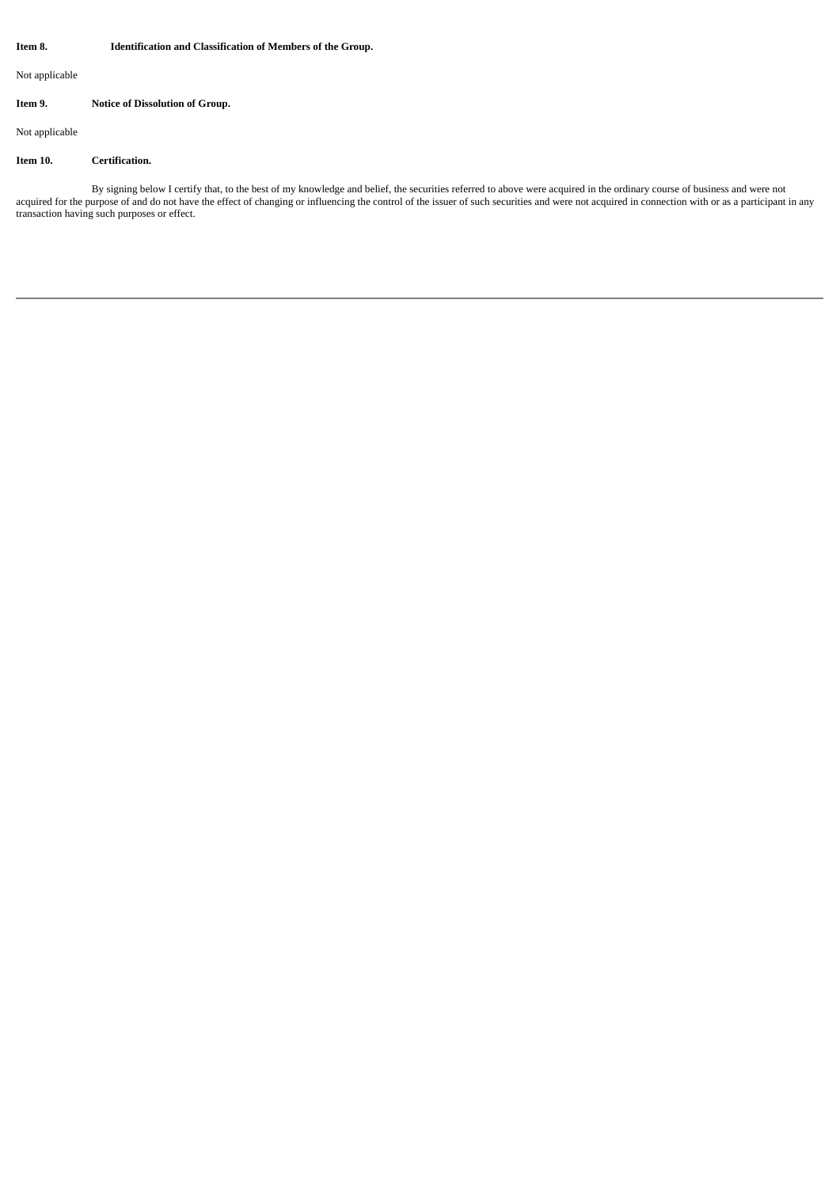**Item 8. Identification and Classification of Members of the Group.**

Not applicable

**Item 9. Notice of Dissolution of Group.**

Not applicable

**Item 10. Certification.**

By signing below I certify that, to the best of my knowledge and belief, the securities referred to above were acquired in the ordinary course of business and were not acquired for the purpose of and do not have the effect of changing or influencing the control of the issuer of such securities and were not acquired in connection with or as a participant in any transaction having such purposes or effect.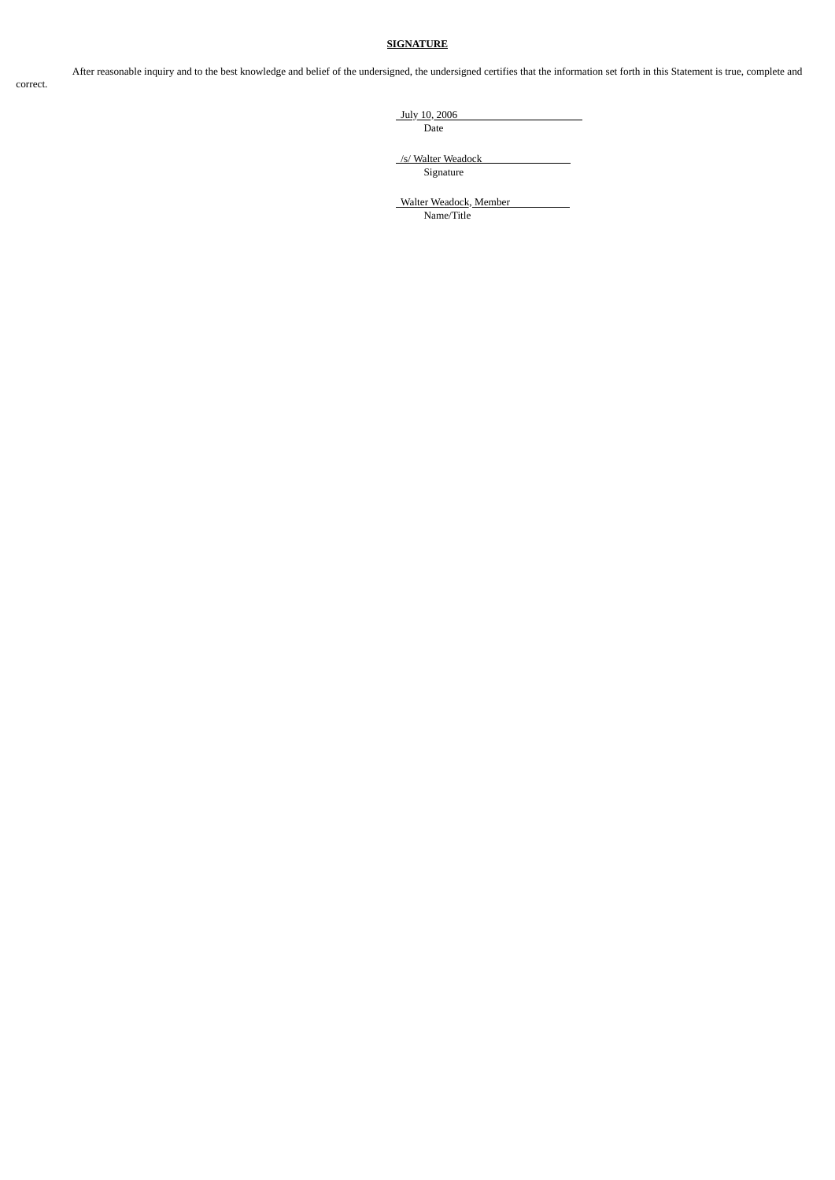**SIGNATURE**

After reasonable inquiry and to the best knowledge and belief of the undersigned, the undersigned certifies that the information set forth in this Statement is true, complete and correct.

July 10, 2006
Date

/s/ Walter Weadock
Signature

Walter Weadock, Member
Name/Title